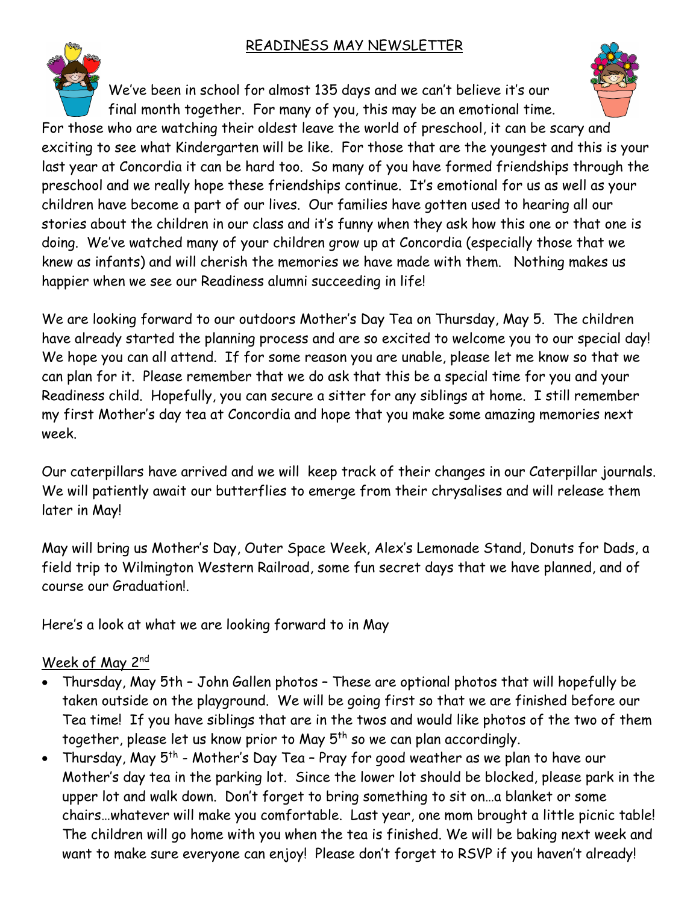# READINESS MAY NEWSLETTER

We've been in school for almost 135 days and we can't believe it's our final month together. For many of you, this may be an emotional time. For those who are watching their oldest leave the world of preschool, it can be scary and exciting to see what Kindergarten will be like. For those that are the youngest and this is your last year at Concordia it can be hard too. So many of you have formed friendships through the preschool and we really hope these friendships continue. It's emotional for us as well as your children have become a part of our lives. Our families have gotten used to hearing all our stories about the children in our class and it's funny when they ask how this one or that one is doing. We've watched many of your children grow up at Concordia (especially those that we knew as infants) and will cherish the memories we have made with them. Nothing makes us happier when we see our Readiness alumni succeeding in life!

We are looking forward to our outdoors Mother's Day Tea on Thursday, May 5. The children have already started the planning process and are so excited to welcome you to our special day! We hope you can all attend. If for some reason you are unable, please let me know so that we can plan for it. Please remember that we do ask that this be a special time for you and your Readiness child. Hopefully, you can secure a sitter for any siblings at home. I still remember my first Mother's day tea at Concordia and hope that you make some amazing memories next week.

Our caterpillars have arrived and we will keep track of their changes in our Caterpillar journals. We will patiently await our butterflies to emerge from their chrysalises and will release them later in May!

May will bring us Mother's Day, Outer Space Week, Alex's Lemonade Stand, Donuts for Dads, a field trip to Wilmington Western Railroad, some fun secret days that we have planned, and of course our Graduation!.

Here's a look at what we are looking forward to in May

## Week of May 2nd

- Thursday, May 5th – John Gallen photos – These are optional photos that will hopefully be taken outside on the playground. We will be going first so that we are finished before our Tea time! If you have siblings that are in the twos and would like photos of the two of them together, please let us know prior to May 5th so we can plan accordingly.
- Thursday, May 5th - Mother's Day Tea – Pray for good weather as we plan to have our Mother's day tea in the parking lot. Since the lower lot should be blocked, please park in the upper lot and walk down. Don't forget to bring something to sit on…a blanket or some chairs…whatever will make you comfortable. Last year, one mom brought a little picnic table! The children will go home with you when the tea is finished. We will be baking next week and want to make sure everyone can enjoy! Please don't forget to RSVP if you haven't already!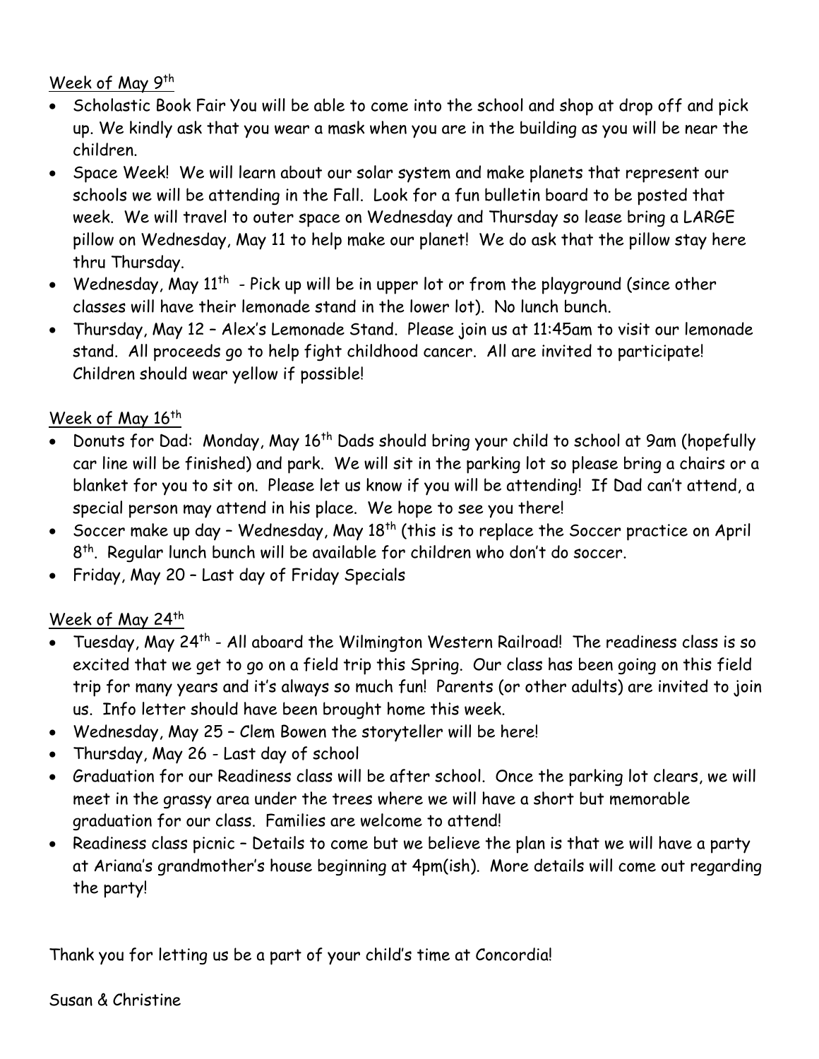Week of May 9th

- Scholastic Book Fair You will be able to come into the school and shop at drop off and pick up. We kindly ask that you wear a mask when you are in the building as you will be near the children.
- Space Week! We will learn about our solar system and make planets that represent our schools we will be attending in the Fall. Look for a fun bulletin board to be posted that week. We will travel to outer space on Wednesday and Thursday so lease bring a LARGE pillow on Wednesday, May 11 to help make our planet! We do ask that the pillow stay here thru Thursday.
- Wednesday, May 11th - Pick up will be in upper lot or from the playground (since other classes will have their lemonade stand in the lower lot). No lunch bunch.
- Thursday, May 12 – Alex's Lemonade Stand. Please join us at 11:45am to visit our lemonade stand. All proceeds go to help fight childhood cancer. All are invited to participate! Children should wear yellow if possible!

Week of May 16th

- Donuts for Dad: Monday, May 16th Dads should bring your child to school at 9am (hopefully car line will be finished) and park. We will sit in the parking lot so please bring a chairs or a blanket for you to sit on. Please let us know if you will be attending! If Dad can't attend, a special person may attend in his place. We hope to see you there!
- Soccer make up day – Wednesday, May 18th (this is to replace the Soccer practice on April 8th. Regular lunch bunch will be available for children who don't do soccer.
- Friday, May 20 – Last day of Friday Specials

Week of May 24th

- Tuesday, May 24th - All aboard the Wilmington Western Railroad! The readiness class is so excited that we get to go on a field trip this Spring. Our class has been going on this field trip for many years and it's always so much fun! Parents (or other adults) are invited to join us. Info letter should have been brought home this week.
- Wednesday, May 25 – Clem Bowen the storyteller will be here!
- Thursday, May 26 - Last day of school
- Graduation for our Readiness class will be after school. Once the parking lot clears, we will meet in the grassy area under the trees where we will have a short but memorable graduation for our class. Families are welcome to attend!
- Readiness class picnic – Details to come but we believe the plan is that we will have a party at Ariana's grandmother's house beginning at 4pm(ish). More details will come out regarding the party!

Thank you for letting us be a part of your child's time at Concordia!

Susan & Christine